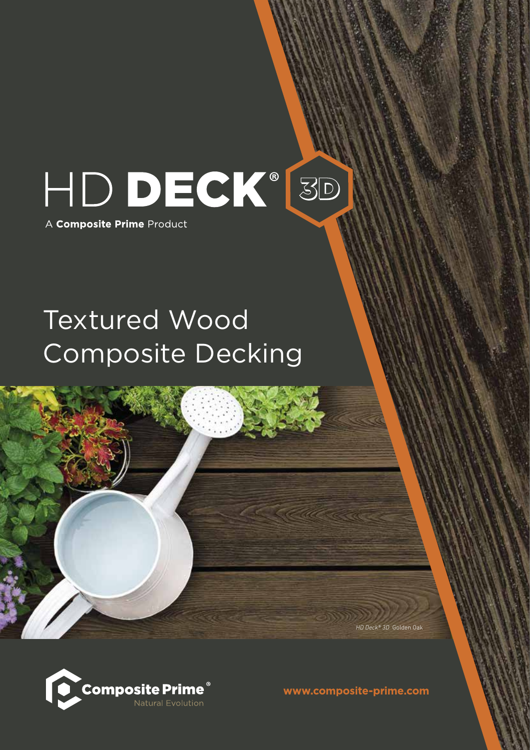# HD DECK® 3D

A **Composite Prime** Product

## Textured Wood Composite Decking

*HD Deck® 3D* Golden Oak

**Composite Prime®**
Natural Evolution

**www.composite-prime.com**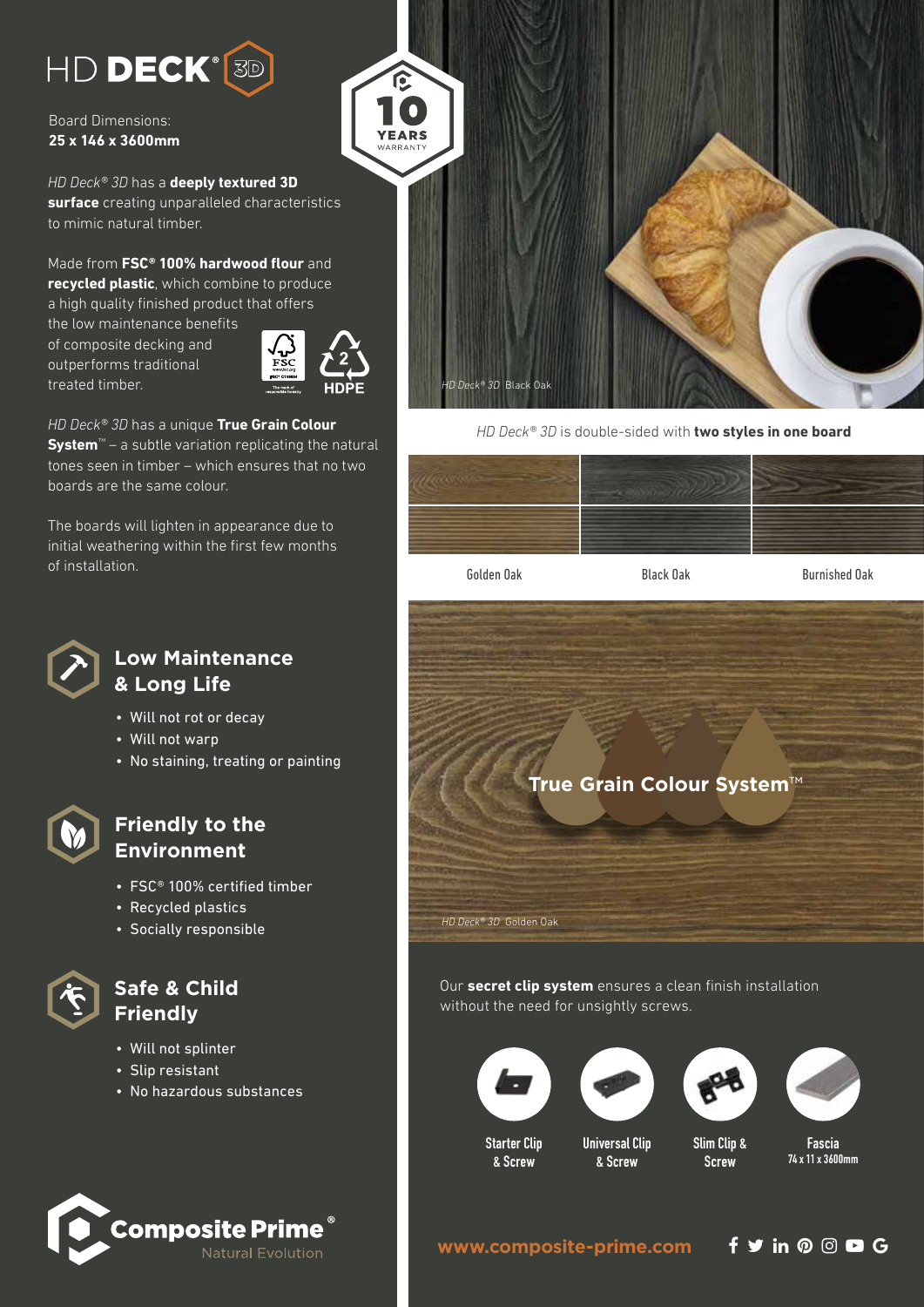# HD DECK® 3D

Board Dimensions:
**25 x 146 x 3600mm**

10 YEARS WARRANTY

*HD Deck® 3D* has a **deeply textured 3D surface** creating unparalleled characteristics to mimic natural timber.

Made from **FSC® 100% hardwood flour** and **recycled plastic**, which combine to produce a high quality finished product that offers the low maintenance benefits of composite decking and outperforms traditional treated timber.

FSC · HDPE

*HD Deck® 3D* has a unique **True Grain Colour System**™ – a subtle variation replicating the natural tones seen in timber – which ensures that no two boards are the same colour.

The boards will lighten in appearance due to initial weathering within the first few months of installation.

## Low Maintenance & Long Life

- Will not rot or decay
- Will not warp
- No staining, treating or painting

## Friendly to the Environment

- FSC® 100% certified timber
- Recycled plastics
- Socially responsible

## Safe & Child Friendly

- Will not splinter
- Slip resistant
- No hazardous substances

*HD Deck® 3D* Black Oak

*HD Deck® 3D* is double-sided with **two styles in one board**

Golden Oak · Black Oak · Burnished Oak

**True Grain Colour System**™

*HD Deck® 3D* Golden Oak

Our **secret clip system** ensures a clean finish installation without the need for unsightly screws.

- Starter Clip & Screw
- Universal Clip & Screw
- Slim Clip & Screw
- Fascia 74 x 11 x 3600mm

Composite Prime® Natural Evolution

www.composite-prime.com